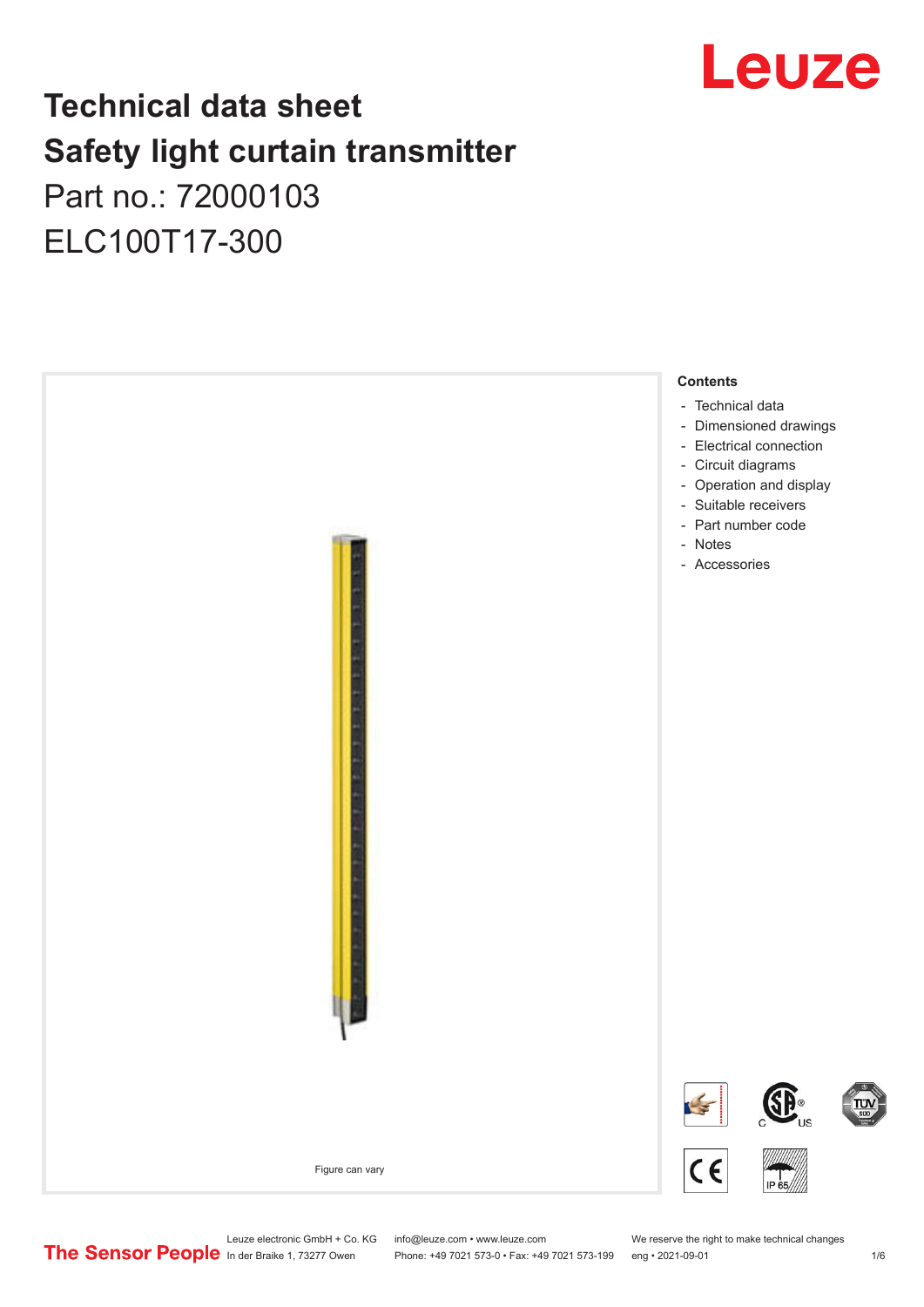# Technical data sheet
# Safety light curtain transmitter
Part no.: 72000103
ELC100T17-300

Figure can vary

**Contents**

- Technical data
- Dimensioned drawings
- Electrical connection
- Circuit diagrams
- Operation and display
- Suitable receivers
- Part number code
- Notes
- Accessories

Leuze electronic GmbH + Co. KG
In der Braike 1, 73277 Owen

info@leuze.com • www.leuze.com
Phone: +49 7021 573-0 • Fax: +49 7021 573-199

We reserve the right to make technical changes
eng • 2021-09-01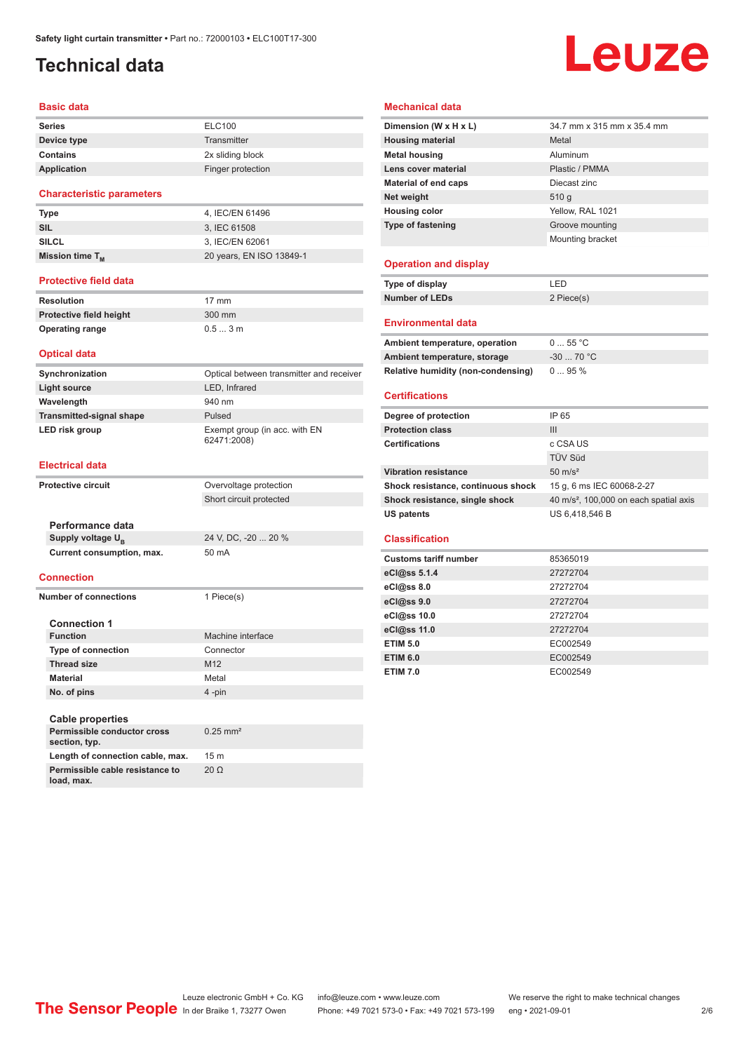# Technical data

## Basic data

| | |
|---|---|
| **Series** | ELC100 |
| **Device type** | Transmitter |
| **Contains** | 2x sliding block |
| **Application** | Finger protection |

## Characteristic parameters

| | |
|---|---|
| **Type** | 4, IEC/EN 61496 |
| **SIL** | 3, IEC 61508 |
| **SILCL** | 3, IEC/EN 62061 |
| **Mission time $T_M$** | 20 years, EN ISO 13849-1 |

## Protective field data

| | |
|---|---|
| **Resolution** | 17 mm |
| **Protective field height** | 300 mm |
| **Operating range** | 0.5 ... 3 m |

## Optical data

| | |
|---|---|
| **Synchronization** | Optical between transmitter and receiver |
| **Light source** | LED, Infrared |
| **Wavelength** | 940 nm |
| **Transmitted-signal shape** | Pulsed |
| **LED risk group** | Exempt group (in acc. with EN 62471:2008) |

## Electrical data

| | |
|---|---|
| **Protective circuit** | Overvoltage protection |
| | Short circuit protected |

### Performance data

| | |
|---|---|
| **Supply voltage $U_B$** | 24 V, DC, -20 ... 20 % |
| **Current consumption, max.** | 50 mA |

## Connection

| | |
|---|---|
| **Number of connections** | 1 Piece(s) |

### Connection 1

| | |
|---|---|
| **Function** | Machine interface |
| **Type of connection** | Connector |
| **Thread size** | M12 |
| **Material** | Metal |
| **No. of pins** | 4 -pin |

### Cable properties

| | |
|---|---|
| **Permissible conductor cross section, typ.** | 0.25 mm² |
| **Length of connection cable, max.** | 15 m |
| **Permissible cable resistance to load, max.** | 20 Ω |

## Mechanical data

| | |
|---|---|
| **Dimension (W x H x L)** | 34.7 mm x 315 mm x 35.4 mm |
| **Housing material** | Metal |
| **Metal housing** | Aluminum |
| **Lens cover material** | Plastic / PMMA |
| **Material of end caps** | Diecast zinc |
| **Net weight** | 510 g |
| **Housing color** | Yellow, RAL 1021 |
| **Type of fastening** | Groove mounting |
| | Mounting bracket |

## Operation and display

| | |
|---|---|
| **Type of display** | LED |
| **Number of LEDs** | 2 Piece(s) |

## Environmental data

| | |
|---|---|
| **Ambient temperature, operation** | 0 ... 55 °C |
| **Ambient temperature, storage** | -30 ... 70 °C |
| **Relative humidity (non-condensing)** | 0 ... 95 % |

## Certifications

| | |
|---|---|
| **Degree of protection** | IP 65 |
| **Protection class** | III |
| **Certifications** | c CSA US |
| | TÜV Süd |
| **Vibration resistance** | 50 m/s² |
| **Shock resistance, continuous shock** | 15 g, 6 ms IEC 60068-2-27 |
| **Shock resistance, single shock** | 40 m/s², 100,000 on each spatial axis |
| **US patents** | US 6,418,546 B |

## Classification

| | |
|---|---|
| **Customs tariff number** | 85365019 |
| **eCl@ss 5.1.4** | 27272704 |
| **eCl@ss 8.0** | 27272704 |
| **eCl@ss 9.0** | 27272704 |
| **eCl@ss 10.0** | 27272704 |
| **eCl@ss 11.0** | 27272704 |
| **ETIM 5.0** | EC002549 |
| **ETIM 6.0** | EC002549 |
| **ETIM 7.0** | EC002549 |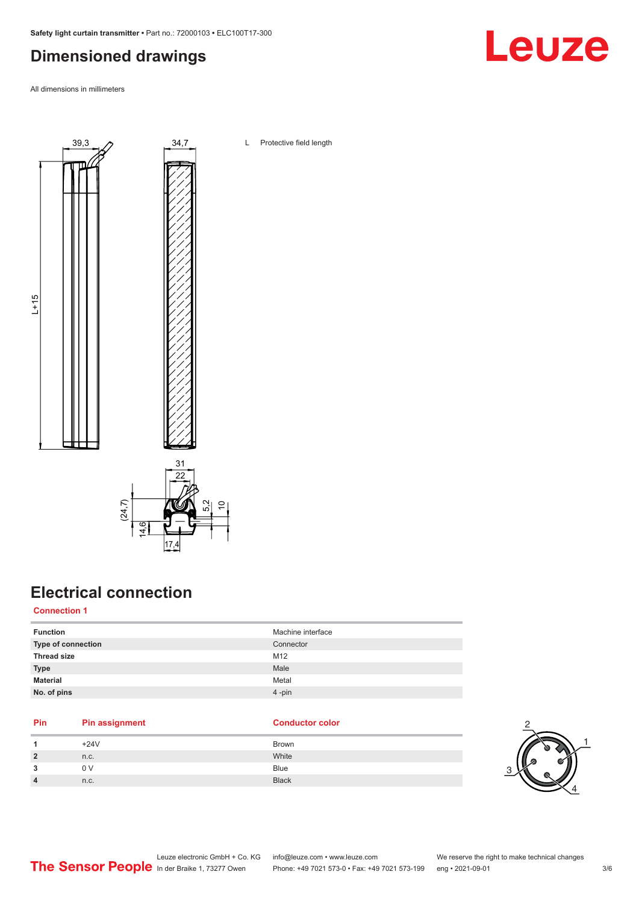# Dimensioned drawings

All dimensions in millimeters

L Protective field length

# Electrical connection

## Connection 1

| | |
|---|---|
| **Function** | Machine interface |
| **Type of connection** | Connector |
| **Thread size** | M12 |
| **Type** | Male |
| **Material** | Metal |
| **No. of pins** | 4 -pin |

| Pin | Pin assignment | Conductor color |
|---|---|---|
| **1** | +24V | Brown |
| **2** | n.c. | White |
| **3** | 0 V | Blue |
| **4** | n.c. | Black |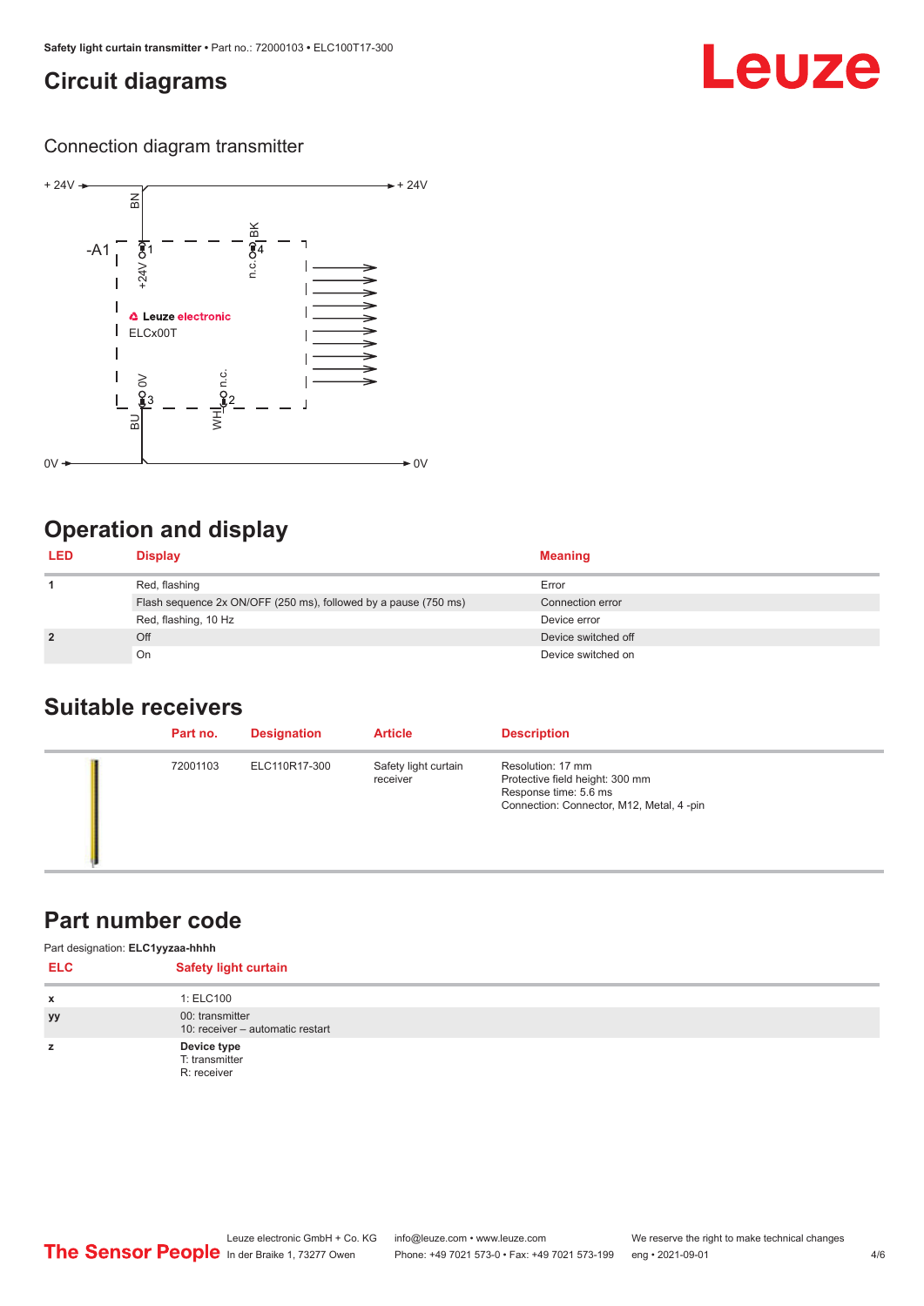# Circuit diagrams

Connection diagram transmitter

# Operation and display

| LED | Display | Meaning |
|---|---|---|
| 1 | Red, flashing | Error |
| | Flash sequence 2x ON/OFF (250 ms), followed by a pause (750 ms) | Connection error |
| | Red, flashing, 10 Hz | Device error |
| 2 | Off | Device switched off |
| | On | Device switched on |

# Suitable receivers

| | Part no. | Designation | Article | Description |
|---|---|---|---|---|
| | 72001103 | ELC110R17-300 | Safety light curtain receiver | Resolution: 17 mm<br>Protective field height: 300 mm<br>Response time: 5.6 ms<br>Connection: Connector, M12, Metal, 4 -pin |

# Part number code

Part designation: **ELC1yyzaa-hhhh**

| ELC | Safety light curtain |
|---|---|
| x | 1: ELC100 |
| yy | 00: transmitter<br>10: receiver – automatic restart |
| z | **Device type**<br>T: transmitter<br>R: receiver |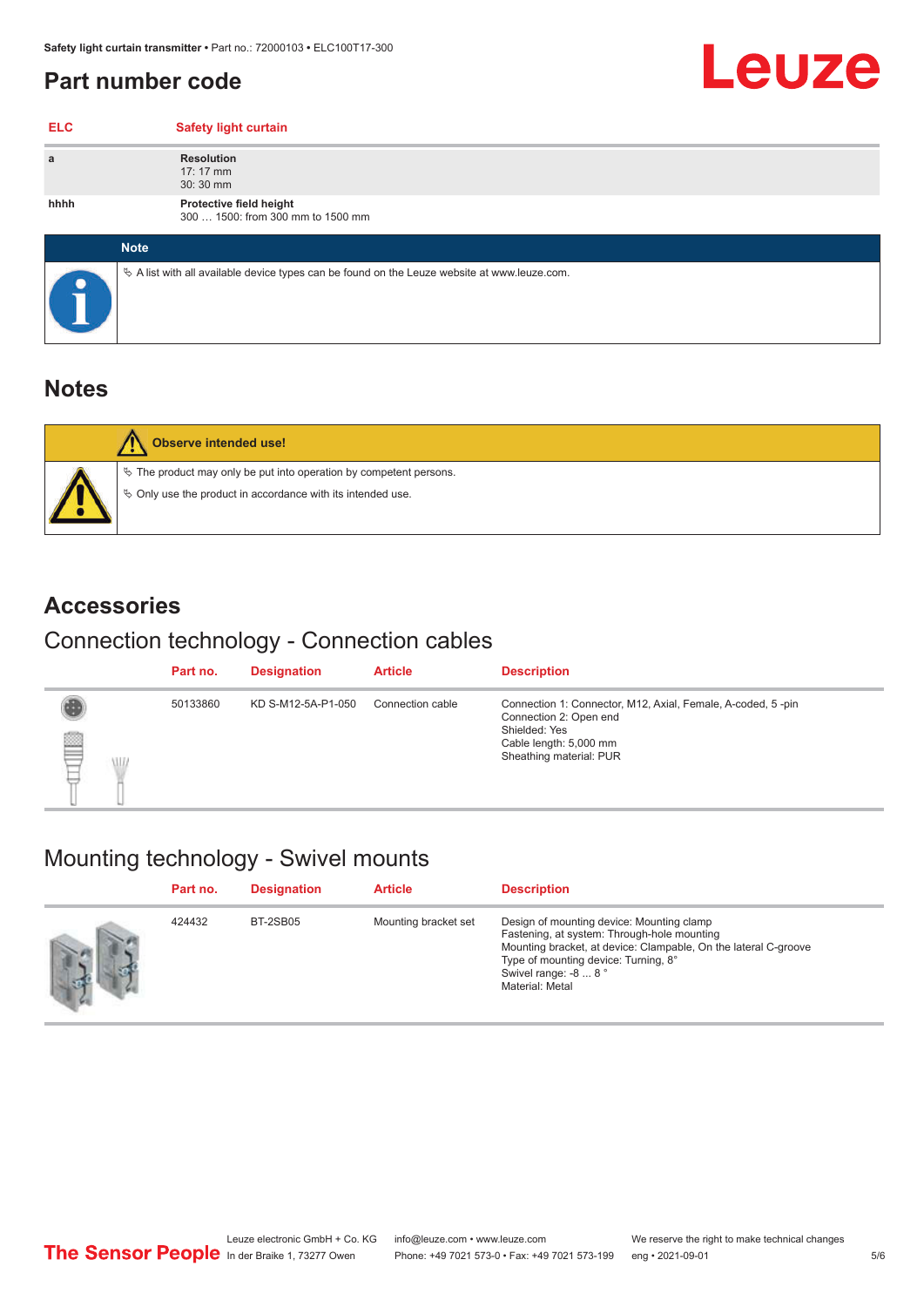## Part number code

| ELC | Safety light curtain |
|---|---|
| a | **Resolution**<br>17: 17 mm<br>30: 30 mm |
| hhhh | **Protective field height**<br>300 … 1500: from 300 mm to 1500 mm |

**Note**

- A list with all available device types can be found on the Leuze website at www.leuze.com.

## Notes

**Observe intended use!**

- The product may only be put into operation by competent persons.
- Only use the product in accordance with its intended use.

## Accessories

### Connection technology - Connection cables

| Part no. | Designation | Article | Description |
|---|---|---|---|
| 50133860 | KD S-M12-5A-P1-050 | Connection cable | Connection 1: Connector, M12, Axial, Female, A-coded, 5 -pin<br>Connection 2: Open end<br>Shielded: Yes<br>Cable length: 5,000 mm<br>Sheathing material: PUR |

### Mounting technology - Swivel mounts

| Part no. | Designation | Article | Description |
|---|---|---|---|
| 424432 | BT-2SB05 | Mounting bracket set | Design of mounting device: Mounting clamp<br>Fastening, at system: Through-hole mounting<br>Mounting bracket, at device: Clampable, On the lateral C-groove<br>Type of mounting device: Turning, 8°<br>Swivel range: -8 ... 8 °<br>Material: Metal |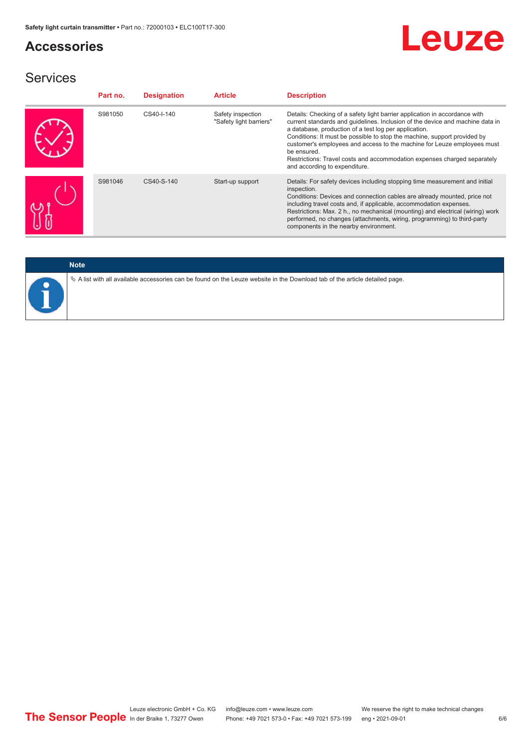## Accessories

## Services

| | Part no. | Designation | Article | Description |
|---|---|---|---|---|
| | S981050 | CS40-I-140 | Safety inspection "Safety light barriers" | Details: Checking of a safety light barrier application in accordance with current standards and guidelines. Inclusion of the device and machine data in a database, production of a test log per application.<br>Conditions: It must be possible to stop the machine, support provided by customer's employees and access to the machine for Leuze employees must be ensured.<br>Restrictions: Travel costs and accommodation expenses charged separately and according to expenditure. |
| | S981046 | CS40-S-140 | Start-up support | Details: For safety devices including stopping time measurement and initial inspection.<br>Conditions: Devices and connection cables are already mounted, price not including travel costs and, if applicable, accommodation expenses.<br>Restrictions: Max. 2 h., no mechanical (mounting) and electrical (wiring) work performed, no changes (attachments, wiring, programming) to third-party components in the nearby environment. |

**Note**

↳ A list with all available accessories can be found on the Leuze website in the Download tab of the article detailed page.